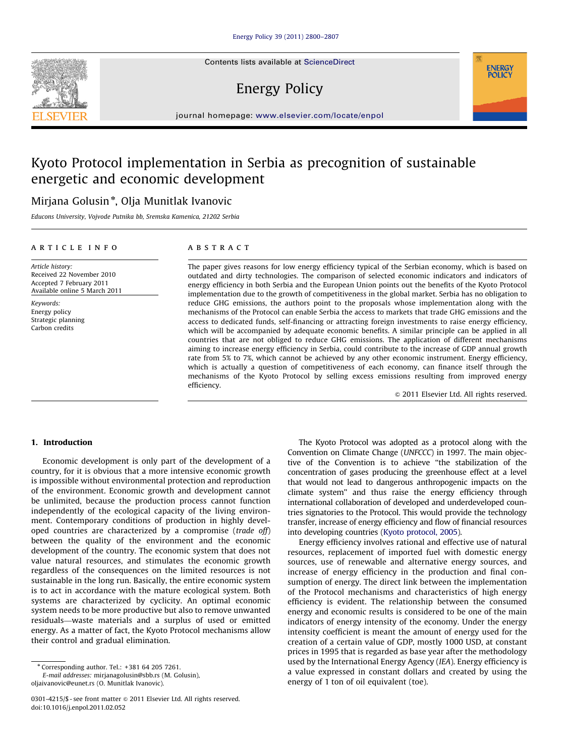# Kyoto Protocol implementation in Serbia as precognition of sustainable energetic and economic development

Mirjana Golusin *, Olja Munitlak Ivanovic

*Educons University, Vojvode Putnika bb, Sremska Kamenica, 21202 Serbia*

**ARTICLE INFO**

*Article history:*
Received 22 November 2010
Accepted 7 February 2011
Available online 5 March 2011

*Keywords:*
Energy policy
Strategic planning
Carbon credits

**ABSTRACT**

The paper gives reasons for low energy efficiency typical of the Serbian economy, which is based on outdated and dirty technologies. The comparison of selected economic indicators and indicators of energy efficiency in both Serbia and the European Union points out the benefits of the Kyoto Protocol implementation due to the growth of competitiveness in the global market. Serbia has no obligation to reduce GHG emissions, the authors point to the proposals whose implementation along with the mechanisms of the Protocol can enable Serbia the access to markets that trade GHG emissions and the access to dedicated funds, self-financing or attracting foreign investments to raise energy efficiency, which will be accompanied by adequate economic benefits. A similar principle can be applied in all countries that are not obliged to reduce GHG emissions. The application of different mechanisms aiming to increase energy efficiency in Serbia, could contribute to the increase of GDP annual growth rate from 5% to 7%, which cannot be achieved by any other economic instrument. Energy efficiency, which is actually a question of competitiveness of each economy, can finance itself through the mechanisms of the Kyoto Protocol by selling excess emissions resulting from improved energy efficiency.

© 2011 Elsevier Ltd. All rights reserved.

## 1. Introduction

Economic development is only part of the development of a country, for it is obvious that a more intensive economic growth is impossible without environmental protection and reproduction of the environment. Economic growth and development cannot be unlimited, because the production process cannot function independently of the ecological capacity of the living environment. Contemporary conditions of production in highly developed countries are characterized by a compromise (*trade off*) between the quality of the environment and the economic development of the country. The economic system that does not value natural resources, and stimulates the economic growth regardless of the consequences on the limited resources is not sustainable in the long run. Basically, the entire economic system is to act in accordance with the mature ecological system. Both systems are characterized by cyclicity. An optimal economic system needs to be more productive but also to remove unwanted residuals—waste materials and a surplus of used or emitted energy. As a matter of fact, the Kyoto Protocol mechanisms allow their control and gradual elimination.

The Kyoto Protocol was adopted as a protocol along with the Convention on Climate Change (*UNFCCC*) in 1997. The main objective of the Convention is to achieve "the stabilization of the concentration of gases producing the greenhouse effect at a level that would not lead to dangerous anthropogenic impacts on the climate system" and thus raise the energy efficiency through international collaboration of developed and underdeveloped countries signatories to the Protocol. This would provide the technology transfer, increase of energy efficiency and flow of financial resources into developing countries (Kyoto protocol, 2005).

Energy efficiency involves rational and effective use of natural resources, replacement of imported fuel with domestic energy sources, use of renewable and alternative energy sources, and increase of energy efficiency in the production and final consumption of energy. The direct link between the implementation of the Protocol mechanisms and characteristics of high energy efficiency is evident. The relationship between the consumed energy and economic results is considered to be one of the main indicators of energy intensity of the economy. Under the energy intensity coefficient is meant the amount of energy used for the creation of a certain value of GDP, mostly 1000 USD, at constant prices in 1995 that is regarded as base year after the methodology used by the International Energy Agency (*IEA*). Energy efficiency is a value expressed in constant dollars and created by using the energy of 1 ton of oil equivalent (toe).

* Corresponding author. Tel.: +381 64 205 7261.
*E-mail addresses:* mirjanagolusin@sbb.rs (M. Golusin), oljaivanovic@eunet.rs (O. Munitlak Ivanovic).

0301-4215/$ - see front matter © 2011 Elsevier Ltd. All rights reserved.
doi:10.1016/j.enpol.2011.02.052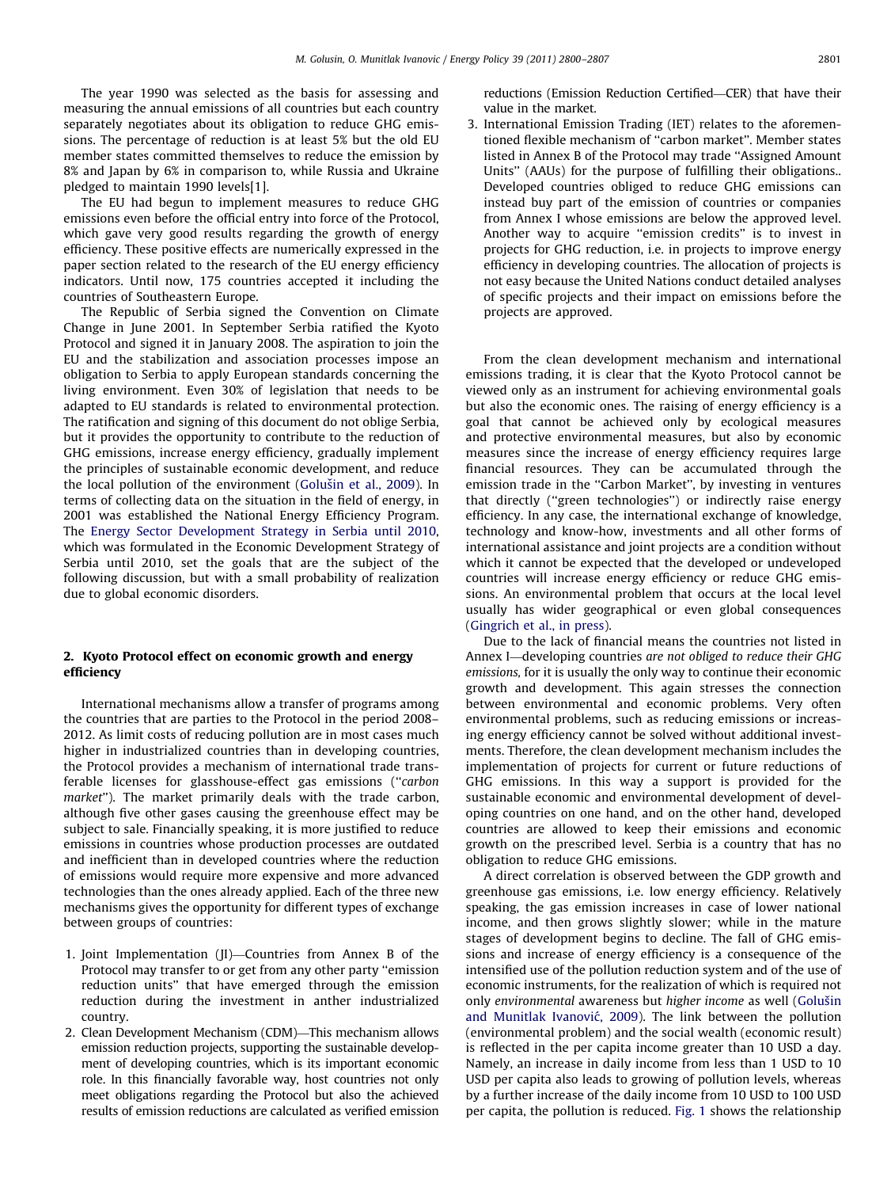The year 1990 was selected as the basis for assessing and measuring the annual emissions of all countries but each country separately negotiates about its obligation to reduce GHG emissions. The percentage of reduction is at least 5% but the old EU member states committed themselves to reduce the emission by 8% and Japan by 6% in comparison to, while Russia and Ukraine pledged to maintain 1990 levels[1].

The EU had begun to implement measures to reduce GHG emissions even before the official entry into force of the Protocol, which gave very good results regarding the growth of energy efficiency. These positive effects are numerically expressed in the paper section related to the research of the EU energy efficiency indicators. Until now, 175 countries accepted it including the countries of Southeastern Europe.

The Republic of Serbia signed the Convention on Climate Change in June 2001. In September Serbia ratified the Kyoto Protocol and signed it in January 2008. The aspiration to join the EU and the stabilization and association processes impose an obligation to Serbia to apply European standards concerning the living environment. Even 30% of legislation that needs to be adapted to EU standards is related to environmental protection. The ratification and signing of this document do not oblige Serbia, but it provides the opportunity to contribute to the reduction of GHG emissions, increase energy efficiency, gradually implement the principles of sustainable economic development, and reduce the local pollution of the environment (Golušin et al., 2009). In terms of collecting data on the situation in the field of energy, in 2001 was established the National Energy Efficiency Program. The Energy Sector Development Strategy in Serbia until 2010, which was formulated in the Economic Development Strategy of Serbia until 2010, set the goals that are the subject of the following discussion, but with a small probability of realization due to global economic disorders.

## 2. Kyoto Protocol effect on economic growth and energy efficiency

International mechanisms allow a transfer of programs among the countries that are parties to the Protocol in the period 2008–2012. As limit costs of reducing pollution are in most cases much higher in industrialized countries than in developing countries, the Protocol provides a mechanism of international trade transferable licenses for glasshouse-effect gas emissions (''*carbon market*''). The market primarily deals with the trade carbon, although five other gases causing the greenhouse effect may be subject to sale. Financially speaking, it is more justified to reduce emissions in countries whose production processes are outdated and inefficient than in developed countries where the reduction of emissions would require more expensive and more advanced technologies than the ones already applied. Each of the three new mechanisms gives the opportunity for different types of exchange between groups of countries:

1. Joint Implementation (JI)—Countries from Annex B of the Protocol may transfer to or get from any other party ''emission reduction units'' that have emerged through the emission reduction during the investment in anther industrialized country.
2. Clean Development Mechanism (CDM)—This mechanism allows emission reduction projects, supporting the sustainable development of developing countries, which is its important economic role. In this financially favorable way, host countries not only meet obligations regarding the Protocol but also the achieved results of emission reductions are calculated as verified emission reductions (Emission Reduction Certified—CER) that have their value in the market.
3. International Emission Trading (IET) relates to the aforementioned flexible mechanism of ''carbon market''. Member states listed in Annex B of the Protocol may trade ''Assigned Amount Units'' (AAUs) for the purpose of fulfilling their obligations.. Developed countries obliged to reduce GHG emissions can instead buy part of the emission of countries or companies from Annex I whose emissions are below the approved level. Another way to acquire ''emission credits'' is to invest in projects for GHG reduction, i.e. in projects to improve energy efficiency in developing countries. The allocation of projects is not easy because the United Nations conduct detailed analyses of specific projects and their impact on emissions before the projects are approved.

From the clean development mechanism and international emissions trading, it is clear that the Kyoto Protocol cannot be viewed only as an instrument for achieving environmental goals but also the economic ones. The raising of energy efficiency is a goal that cannot be achieved only by ecological measures and protective environmental measures, but also by economic measures since the increase of energy efficiency requires large financial resources. They can be accumulated through the emission trade in the ''Carbon Market'', by investing in ventures that directly (''green technologies'') or indirectly raise energy efficiency. In any case, the international exchange of knowledge, technology and know-how, investments and all other forms of international assistance and joint projects are a condition without which it cannot be expected that the developed or undeveloped countries will increase energy efficiency or reduce GHG emissions. An environmental problem that occurs at the local level usually has wider geographical or even global consequences (Gingrich et al., in press).

Due to the lack of financial means the countries not listed in Annex I—developing countries *are not obliged to reduce their GHG emissions*, for it is usually the only way to continue their economic growth and development. This again stresses the connection between environmental and economic problems. Very often environmental problems, such as reducing emissions or increasing energy efficiency cannot be solved without additional investments. Therefore, the clean development mechanism includes the implementation of projects for current or future reductions of GHG emissions. In this way a support is provided for the sustainable economic and environmental development of developing countries on one hand, and on the other hand, developed countries are allowed to keep their emissions and economic growth on the prescribed level. Serbia is a country that has no obligation to reduce GHG emissions.

A direct correlation is observed between the GDP growth and greenhouse gas emissions, i.e. low energy efficiency. Relatively speaking, the gas emission increases in case of lower national income, and then grows slightly slower; while in the mature stages of development begins to decline. The fall of GHG emissions and increase of energy efficiency is a consequence of the intensified use of the pollution reduction system and of the use of economic instruments, for the realization of which is required not only *environmental* awareness but *higher income* as well (Golušin and Munitlak Ivanović, 2009). The link between the pollution (environmental problem) and the social wealth (economic result) is reflected in the per capita income greater than 10 USD a day. Namely, an increase in daily income from less than 1 USD to 10 USD per capita also leads to growing of pollution levels, whereas by a further increase of the daily income from 10 USD to 100 USD per capita, the pollution is reduced. Fig. 1 shows the relationship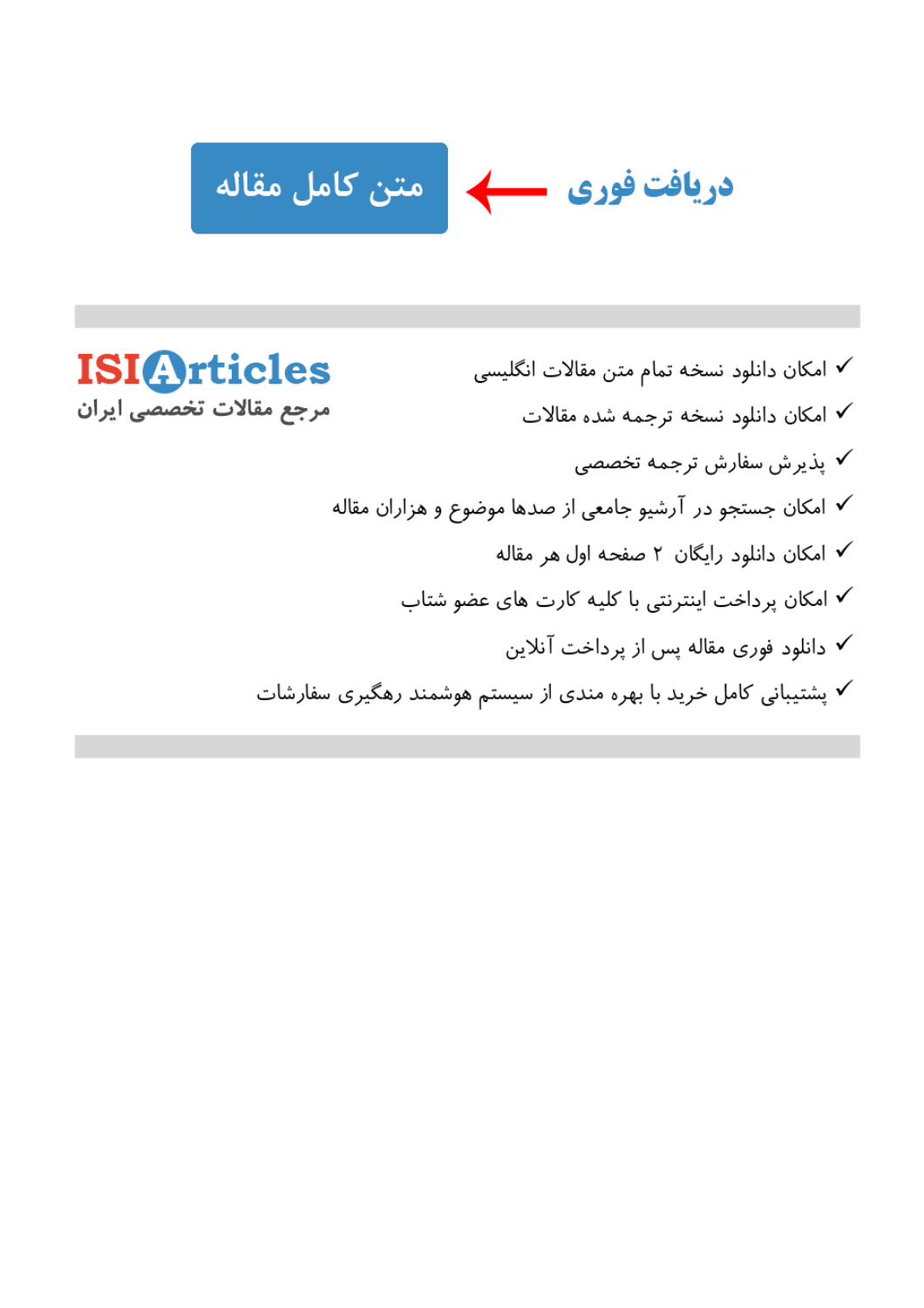دریافت فوری ← **متن کامل مقاله**

**ISIArticles**
مرجع مقالات تخصصی ایران

- ✓ امکان دانلود نسخه تمام متن مقالات انگلیسی
- ✓ امکان دانلود نسخه ترجمه شده مقالات
- ✓ پذیرش سفارش ترجمه تخصصی
- ✓ امکان جستجو در آرشیو جامعی از صدها موضوع و هزاران مقاله
- ✓ امکان دانلود رایگان ۲ صفحه اول هر مقاله
- ✓ امکان پرداخت اینترنتی با کلیه کارت های عضو شتاب
- ✓ دانلود فوری مقاله پس از پرداخت آنلاین
- ✓ پشتیبانی کامل خرید با بهره مندی از سیستم هوشمند رهگیری سفارشات